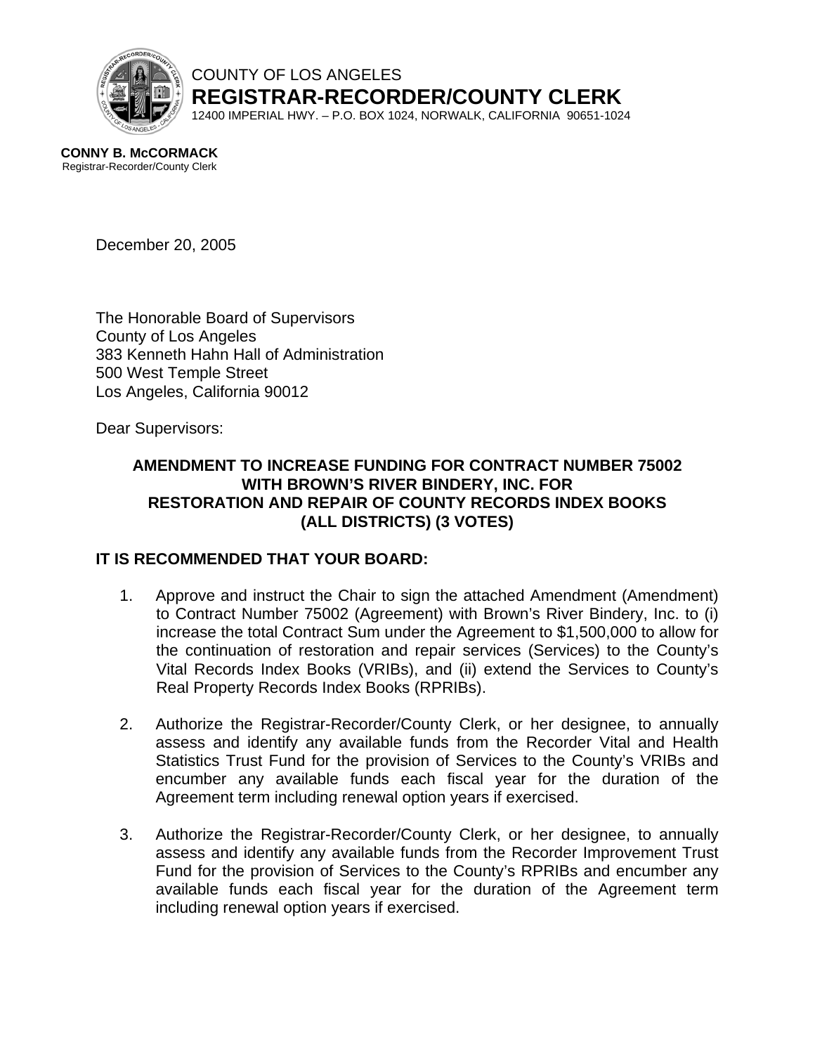COUNTY OF LOS ANGELES

**REGISTRAR-RECORDER/COUNTY CLERK**

12400 IMPERIAL HWY. – P.O. BOX 1024, NORWALK, CALIFORNIA 90651-1024

**CONNY B. McCORMACK**
Registrar-Recorder/County Clerk

December 20, 2005

The Honorable Board of Supervisors
County of Los Angeles
383 Kenneth Hahn Hall of Administration
500 West Temple Street
Los Angeles, California 90012

Dear Supervisors:

**AMENDMENT TO INCREASE FUNDING FOR CONTRACT NUMBER 75002 WITH BROWN'S RIVER BINDERY, INC. FOR RESTORATION AND REPAIR OF COUNTY RECORDS INDEX BOOKS (ALL DISTRICTS) (3 VOTES)**

**IT IS RECOMMENDED THAT YOUR BOARD:**

1. Approve and instruct the Chair to sign the attached Amendment (Amendment) to Contract Number 75002 (Agreement) with Brown's River Bindery, Inc. to (i) increase the total Contract Sum under the Agreement to $1,500,000 to allow for the continuation of restoration and repair services (Services) to the County's Vital Records Index Books (VRIBs), and (ii) extend the Services to County's Real Property Records Index Books (RPRIBs).

2. Authorize the Registrar-Recorder/County Clerk, or her designee, to annually assess and identify any available funds from the Recorder Vital and Health Statistics Trust Fund for the provision of Services to the County's VRIBs and encumber any available funds each fiscal year for the duration of the Agreement term including renewal option years if exercised.

3. Authorize the Registrar-Recorder/County Clerk, or her designee, to annually assess and identify any available funds from the Recorder Improvement Trust Fund for the provision of Services to the County's RPRIBs and encumber any available funds each fiscal year for the duration of the Agreement term including renewal option years if exercised.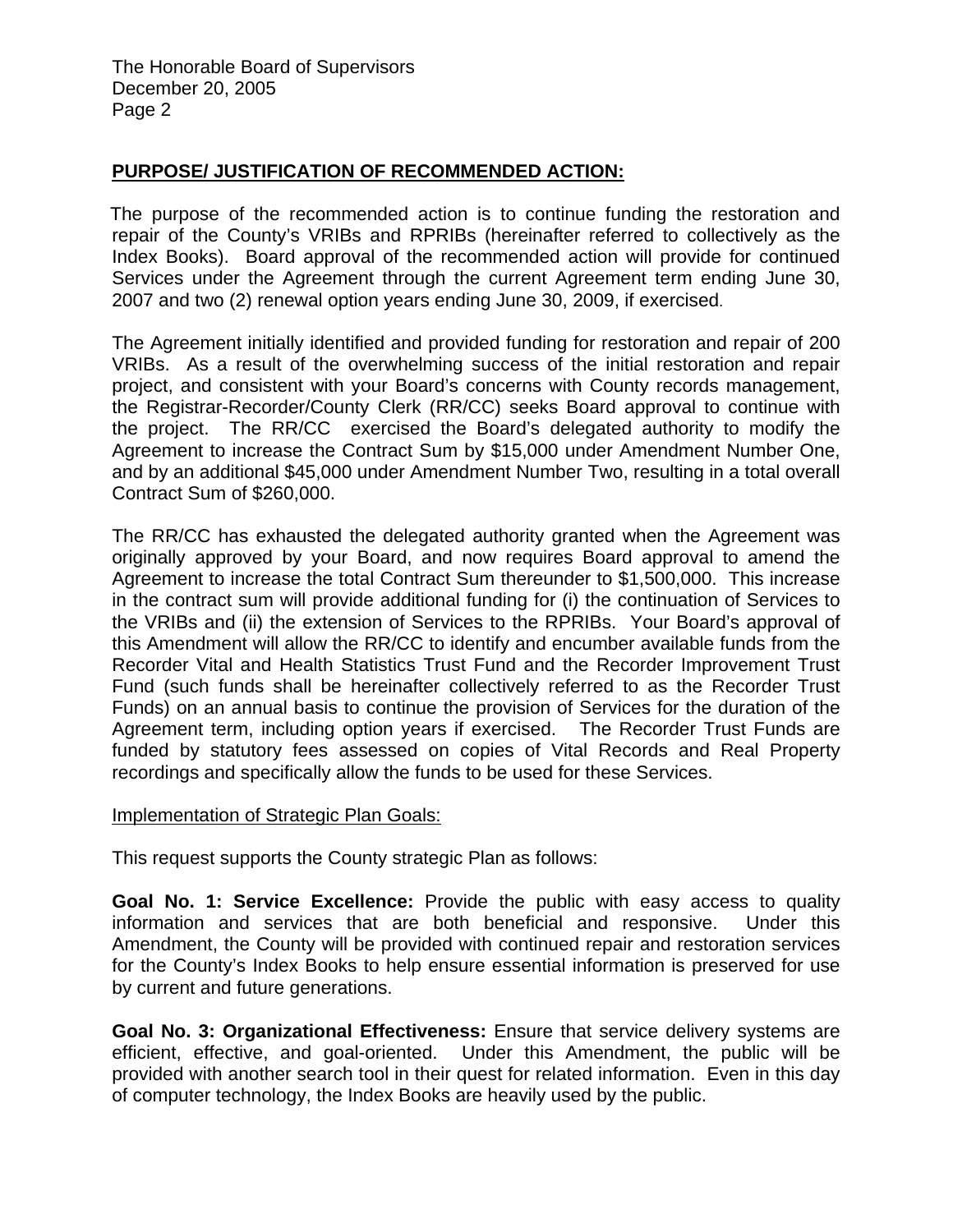## PURPOSE/ JUSTIFICATION OF RECOMMENDED ACTION:

The purpose of the recommended action is to continue funding the restoration and repair of the County's VRIBs and RPRIBs (hereinafter referred to collectively as the Index Books). Board approval of the recommended action will provide for continued Services under the Agreement through the current Agreement term ending June 30, 2007 and two (2) renewal option years ending June 30, 2009, if exercised.

The Agreement initially identified and provided funding for restoration and repair of 200 VRIBs. As a result of the overwhelming success of the initial restoration and repair project, and consistent with your Board's concerns with County records management, the Registrar-Recorder/County Clerk (RR/CC) seeks Board approval to continue with the project. The RR/CC exercised the Board's delegated authority to modify the Agreement to increase the Contract Sum by $15,000 under Amendment Number One, and by an additional $45,000 under Amendment Number Two, resulting in a total overall Contract Sum of $260,000.

The RR/CC has exhausted the delegated authority granted when the Agreement was originally approved by your Board, and now requires Board approval to amend the Agreement to increase the total Contract Sum thereunder to $1,500,000. This increase in the contract sum will provide additional funding for (i) the continuation of Services to the VRIBs and (ii) the extension of Services to the RPRIBs. Your Board's approval of this Amendment will allow the RR/CC to identify and encumber available funds from the Recorder Vital and Health Statistics Trust Fund and the Recorder Improvement Trust Fund (such funds shall be hereinafter collectively referred to as the Recorder Trust Funds) on an annual basis to continue the provision of Services for the duration of the Agreement term, including option years if exercised. The Recorder Trust Funds are funded by statutory fees assessed on copies of Vital Records and Real Property recordings and specifically allow the funds to be used for these Services.

### Implementation of Strategic Plan Goals:

This request supports the County strategic Plan as follows:

**Goal No. 1: Service Excellence:** Provide the public with easy access to quality information and services that are both beneficial and responsive. Under this Amendment, the County will be provided with continued repair and restoration services for the County's Index Books to help ensure essential information is preserved for use by current and future generations.

**Goal No. 3: Organizational Effectiveness:** Ensure that service delivery systems are efficient, effective, and goal-oriented. Under this Amendment, the public will be provided with another search tool in their quest for related information. Even in this day of computer technology, the Index Books are heavily used by the public.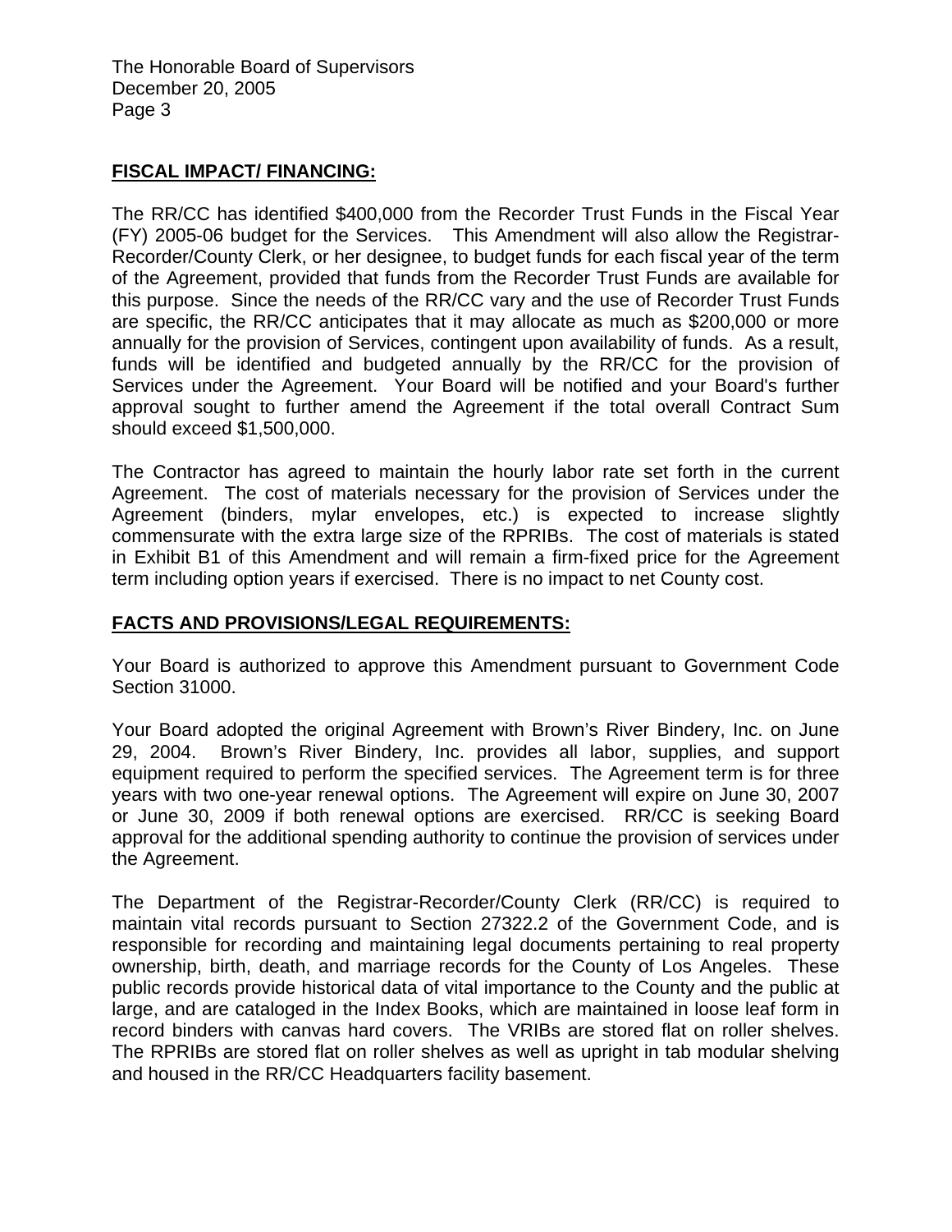## FISCAL IMPACT/ FINANCING:

The RR/CC has identified $400,000 from the Recorder Trust Funds in the Fiscal Year (FY) 2005-06 budget for the Services. This Amendment will also allow the Registrar-Recorder/County Clerk, or her designee, to budget funds for each fiscal year of the term of the Agreement, provided that funds from the Recorder Trust Funds are available for this purpose. Since the needs of the RR/CC vary and the use of Recorder Trust Funds are specific, the RR/CC anticipates that it may allocate as much as $200,000 or more annually for the provision of Services, contingent upon availability of funds. As a result, funds will be identified and budgeted annually by the RR/CC for the provision of Services under the Agreement. Your Board will be notified and your Board's further approval sought to further amend the Agreement if the total overall Contract Sum should exceed $1,500,000.

The Contractor has agreed to maintain the hourly labor rate set forth in the current Agreement. The cost of materials necessary for the provision of Services under the Agreement (binders, mylar envelopes, etc.) is expected to increase slightly commensurate with the extra large size of the RPRIBs. The cost of materials is stated in Exhibit B1 of this Amendment and will remain a firm-fixed price for the Agreement term including option years if exercised. There is no impact to net County cost.

## FACTS AND PROVISIONS/LEGAL REQUIREMENTS:

Your Board is authorized to approve this Amendment pursuant to Government Code Section 31000.

Your Board adopted the original Agreement with Brown's River Bindery, Inc. on June 29, 2004. Brown's River Bindery, Inc. provides all labor, supplies, and support equipment required to perform the specified services. The Agreement term is for three years with two one-year renewal options. The Agreement will expire on June 30, 2007 or June 30, 2009 if both renewal options are exercised. RR/CC is seeking Board approval for the additional spending authority to continue the provision of services under the Agreement.

The Department of the Registrar-Recorder/County Clerk (RR/CC) is required to maintain vital records pursuant to Section 27322.2 of the Government Code, and is responsible for recording and maintaining legal documents pertaining to real property ownership, birth, death, and marriage records for the County of Los Angeles. These public records provide historical data of vital importance to the County and the public at large, and are cataloged in the Index Books, which are maintained in loose leaf form in record binders with canvas hard covers. The VRIBs are stored flat on roller shelves. The RPRIBs are stored flat on roller shelves as well as upright in tab modular shelving and housed in the RR/CC Headquarters facility basement.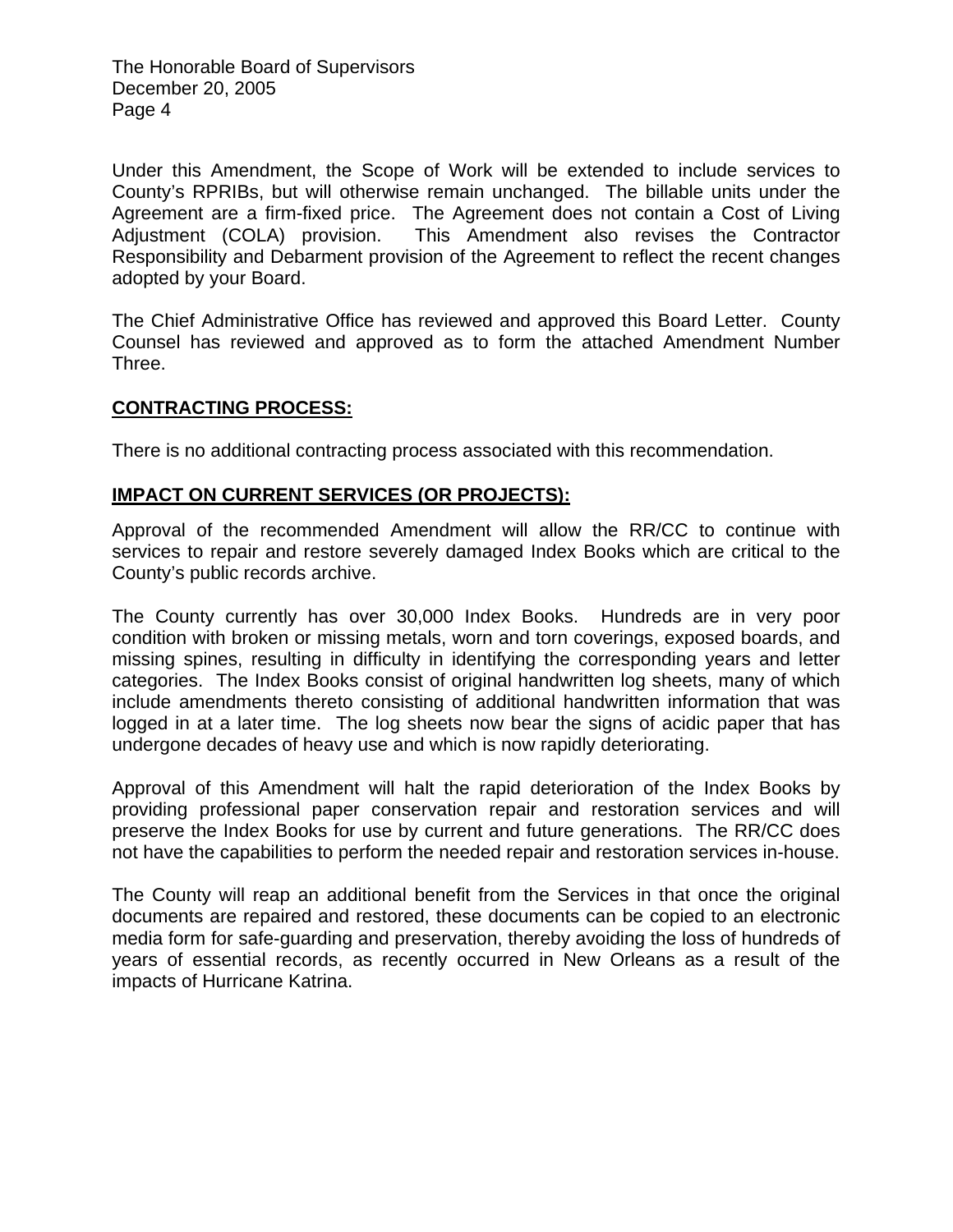Under this Amendment, the Scope of Work will be extended to include services to County's RPRIBs, but will otherwise remain unchanged. The billable units under the Agreement are a firm-fixed price. The Agreement does not contain a Cost of Living Adjustment (COLA) provision. This Amendment also revises the Contractor Responsibility and Debarment provision of the Agreement to reflect the recent changes adopted by your Board.

The Chief Administrative Office has reviewed and approved this Board Letter. County Counsel has reviewed and approved as to form the attached Amendment Number Three.

**CONTRACTING PROCESS:**

There is no additional contracting process associated with this recommendation.

**IMPACT ON CURRENT SERVICES (OR PROJECTS):**

Approval of the recommended Amendment will allow the RR/CC to continue with services to repair and restore severely damaged Index Books which are critical to the County's public records archive.

The County currently has over 30,000 Index Books. Hundreds are in very poor condition with broken or missing metals, worn and torn coverings, exposed boards, and missing spines, resulting in difficulty in identifying the corresponding years and letter categories. The Index Books consist of original handwritten log sheets, many of which include amendments thereto consisting of additional handwritten information that was logged in at a later time. The log sheets now bear the signs of acidic paper that has undergone decades of heavy use and which is now rapidly deteriorating.

Approval of this Amendment will halt the rapid deterioration of the Index Books by providing professional paper conservation repair and restoration services and will preserve the Index Books for use by current and future generations. The RR/CC does not have the capabilities to perform the needed repair and restoration services in-house.

The County will reap an additional benefit from the Services in that once the original documents are repaired and restored, these documents can be copied to an electronic media form for safe-guarding and preservation, thereby avoiding the loss of hundreds of years of essential records, as recently occurred in New Orleans as a result of the impacts of Hurricane Katrina.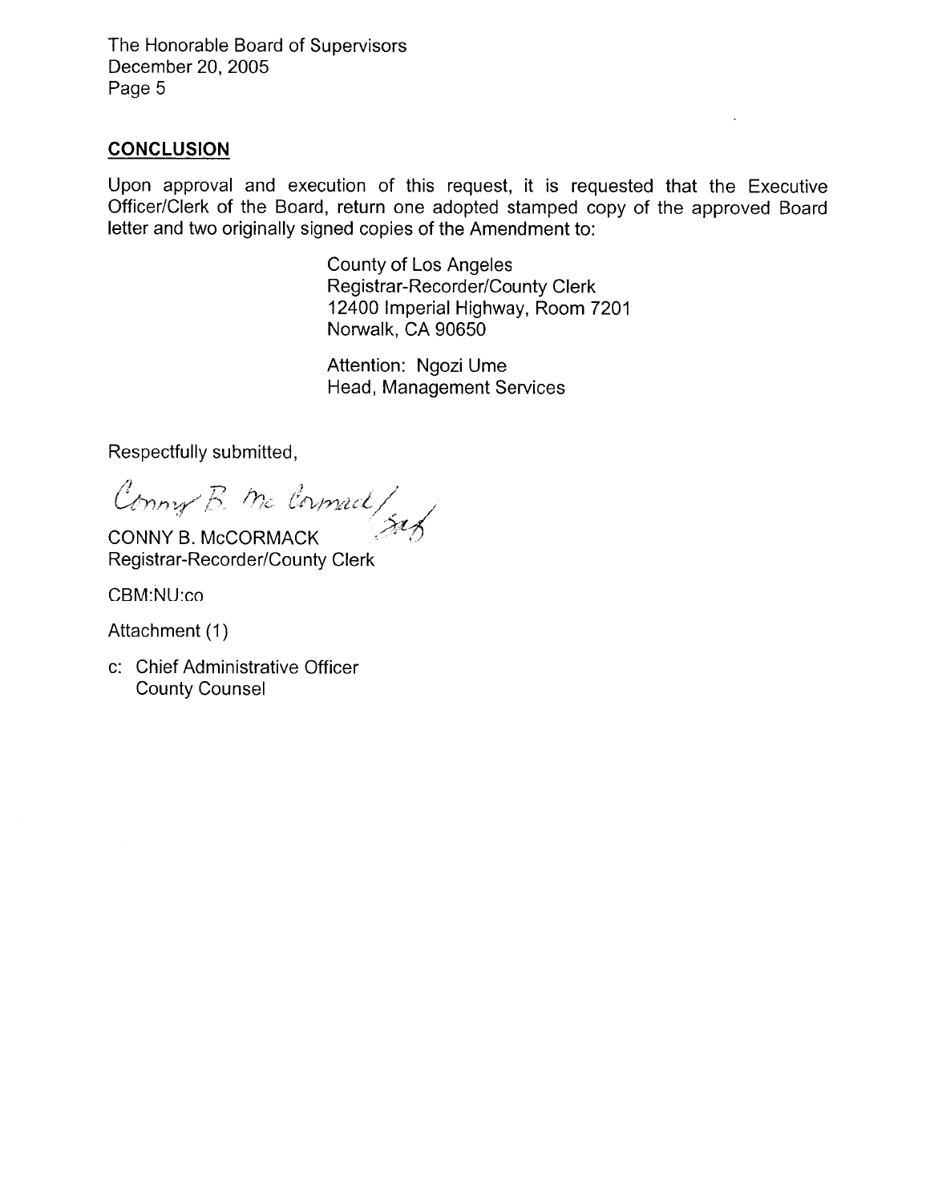## CONCLUSION

Upon approval and execution of this request, it is requested that the Executive Officer/Clerk of the Board, return one adopted stamped copy of the approved Board letter and two originally signed copies of the Amendment to:

County of Los Angeles
Registrar-Recorder/County Clerk
12400 Imperial Highway, Room 7201
Norwalk, CA 90650

Attention: Ngozi Ume
Head, Management Services

Respectfully submitted,

Conny B. McCormack/

CONNY B. McCORMACK
Registrar-Recorder/County Clerk

CBM:NU:co

Attachment (1)

c: Chief Administrative Officer
County Counsel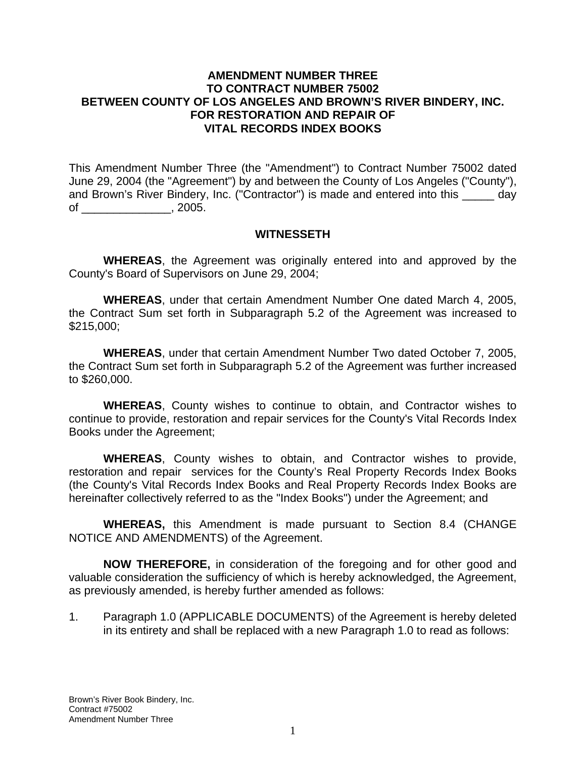**AMENDMENT NUMBER THREE**
**TO CONTRACT NUMBER 75002**
**BETWEEN COUNTY OF LOS ANGELES AND BROWN'S RIVER BINDERY, INC.**
**FOR RESTORATION AND REPAIR OF**
**VITAL RECORDS INDEX BOOKS**

This Amendment Number Three (the "Amendment") to Contract Number 75002 dated June 29, 2004 (the "Agreement") by and between the County of Los Angeles ("County"), and Brown's River Bindery, Inc. ("Contractor") is made and entered into this _____ day of ______________, 2005.

**WITNESSETH**

**WHEREAS**, the Agreement was originally entered into and approved by the County's Board of Supervisors on June 29, 2004;

**WHEREAS**, under that certain Amendment Number One dated March 4, 2005, the Contract Sum set forth in Subparagraph 5.2 of the Agreement was increased to $215,000;

**WHEREAS**, under that certain Amendment Number Two dated October 7, 2005, the Contract Sum set forth in Subparagraph 5.2 of the Agreement was further increased to $260,000.

**WHEREAS**, County wishes to continue to obtain, and Contractor wishes to continue to provide, restoration and repair services for the County's Vital Records Index Books under the Agreement;

**WHEREAS**, County wishes to obtain, and Contractor wishes to provide, restoration and repair services for the County's Real Property Records Index Books (the County's Vital Records Index Books and Real Property Records Index Books are hereinafter collectively referred to as the "Index Books") under the Agreement; and

**WHEREAS,** this Amendment is made pursuant to Section 8.4 (CHANGE NOTICE AND AMENDMENTS) of the Agreement.

**NOW THEREFORE,** in consideration of the foregoing and for other good and valuable consideration the sufficiency of which is hereby acknowledged, the Agreement, as previously amended, is hereby further amended as follows:

1. Paragraph 1.0 (APPLICABLE DOCUMENTS) of the Agreement is hereby deleted in its entirety and shall be replaced with a new Paragraph 1.0 to read as follows: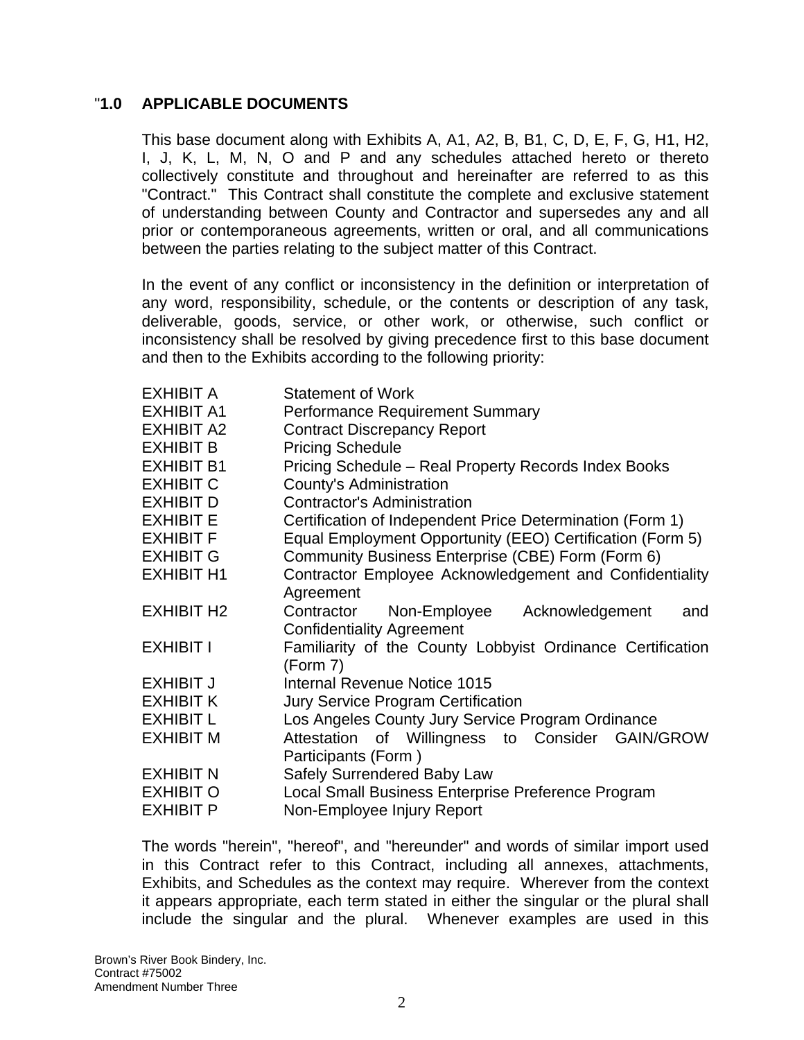## "1.0 APPLICABLE DOCUMENTS

This base document along with Exhibits A, A1, A2, B, B1, C, D, E, F, G, H1, H2, I, J, K, L, M, N, O and P and any schedules attached hereto or thereto collectively constitute and throughout and hereinafter are referred to as this "Contract." This Contract shall constitute the complete and exclusive statement of understanding between County and Contractor and supersedes any and all prior or contemporaneous agreements, written or oral, and all communications between the parties relating to the subject matter of this Contract.

In the event of any conflict or inconsistency in the definition or interpretation of any word, responsibility, schedule, or the contents or description of any task, deliverable, goods, service, or other work, or otherwise, such conflict or inconsistency shall be resolved by giving precedence first to this base document and then to the Exhibits according to the following priority:

| | |
|---|---|
| EXHIBIT A | Statement of Work |
| EXHIBIT A1 | Performance Requirement Summary |
| EXHIBIT A2 | Contract Discrepancy Report |
| EXHIBIT B | Pricing Schedule |
| EXHIBIT B1 | Pricing Schedule – Real Property Records Index Books |
| EXHIBIT C | County's Administration |
| EXHIBIT D | Contractor's Administration |
| EXHIBIT E | Certification of Independent Price Determination (Form 1) |
| EXHIBIT F | Equal Employment Opportunity (EEO) Certification (Form 5) |
| EXHIBIT G | Community Business Enterprise (CBE) Form (Form 6) |
| EXHIBIT H1 | Contractor Employee Acknowledgement and Confidentiality Agreement |
| EXHIBIT H2 | Contractor Non-Employee Acknowledgement and Confidentiality Agreement |
| EXHIBIT I | Familiarity of the County Lobbyist Ordinance Certification (Form 7) |
| EXHIBIT J | Internal Revenue Notice 1015 |
| EXHIBIT K | Jury Service Program Certification |
| EXHIBIT L | Los Angeles County Jury Service Program Ordinance |
| EXHIBIT M | Attestation of Willingness to Consider GAIN/GROW Participants (Form ) |
| EXHIBIT N | Safely Surrendered Baby Law |
| EXHIBIT O | Local Small Business Enterprise Preference Program |
| EXHIBIT P | Non-Employee Injury Report |

The words "herein", "hereof", and "hereunder" and words of similar import used in this Contract refer to this Contract, including all annexes, attachments, Exhibits, and Schedules as the context may require. Wherever from the context it appears appropriate, each term stated in either the singular or the plural shall include the singular and the plural. Whenever examples are used in this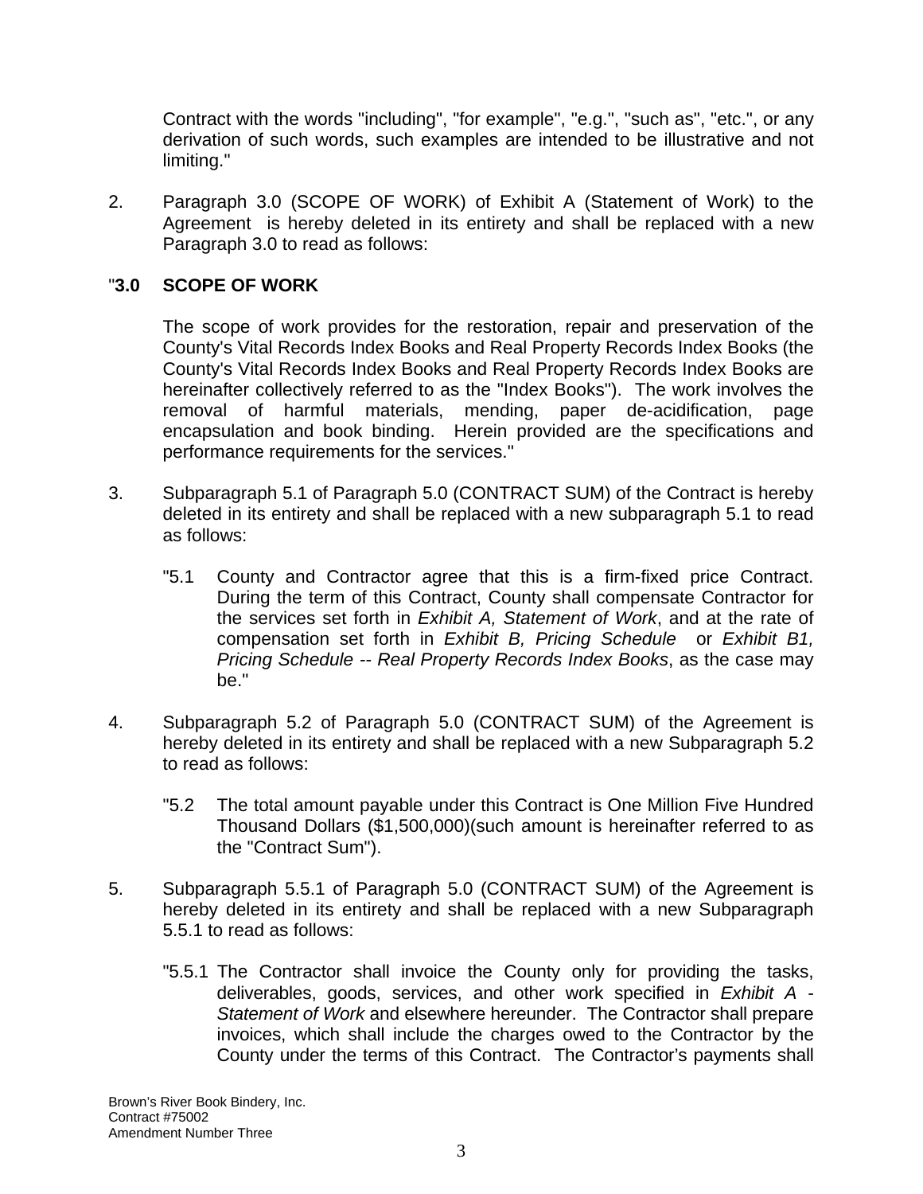Contract with the words "including", "for example", "e.g.", "such as", "etc.", or any derivation of such words, such examples are intended to be illustrative and not limiting."

2. Paragraph 3.0 (SCOPE OF WORK) of Exhibit A (Statement of Work) to the Agreement is hereby deleted in its entirety and shall be replaced with a new Paragraph 3.0 to read as follows:

"**3.0 SCOPE OF WORK**

The scope of work provides for the restoration, repair and preservation of the County's Vital Records Index Books and Real Property Records Index Books (the County's Vital Records Index Books and Real Property Records Index Books are hereinafter collectively referred to as the "Index Books"). The work involves the removal of harmful materials, mending, paper de-acidification, page encapsulation and book binding. Herein provided are the specifications and performance requirements for the services."

3. Subparagraph 5.1 of Paragraph 5.0 (CONTRACT SUM) of the Contract is hereby deleted in its entirety and shall be replaced with a new subparagraph 5.1 to read as follows:

   "5.1 County and Contractor agree that this is a firm-fixed price Contract. During the term of this Contract, County shall compensate Contractor for the services set forth in *Exhibit A, Statement of Work*, and at the rate of compensation set forth in *Exhibit B, Pricing Schedule* or *Exhibit B1, Pricing Schedule -- Real Property Records Index Books*, as the case may be."

4. Subparagraph 5.2 of Paragraph 5.0 (CONTRACT SUM) of the Agreement is hereby deleted in its entirety and shall be replaced with a new Subparagraph 5.2 to read as follows:

   "5.2 The total amount payable under this Contract is One Million Five Hundred Thousand Dollars ($1,500,000)(such amount is hereinafter referred to as the "Contract Sum").

5. Subparagraph 5.5.1 of Paragraph 5.0 (CONTRACT SUM) of the Agreement is hereby deleted in its entirety and shall be replaced with a new Subparagraph 5.5.1 to read as follows:

   "5.5.1 The Contractor shall invoice the County only for providing the tasks, deliverables, goods, services, and other work specified in *Exhibit A - Statement of Work* and elsewhere hereunder. The Contractor shall prepare invoices, which shall include the charges owed to the Contractor by the County under the terms of this Contract. The Contractor's payments shall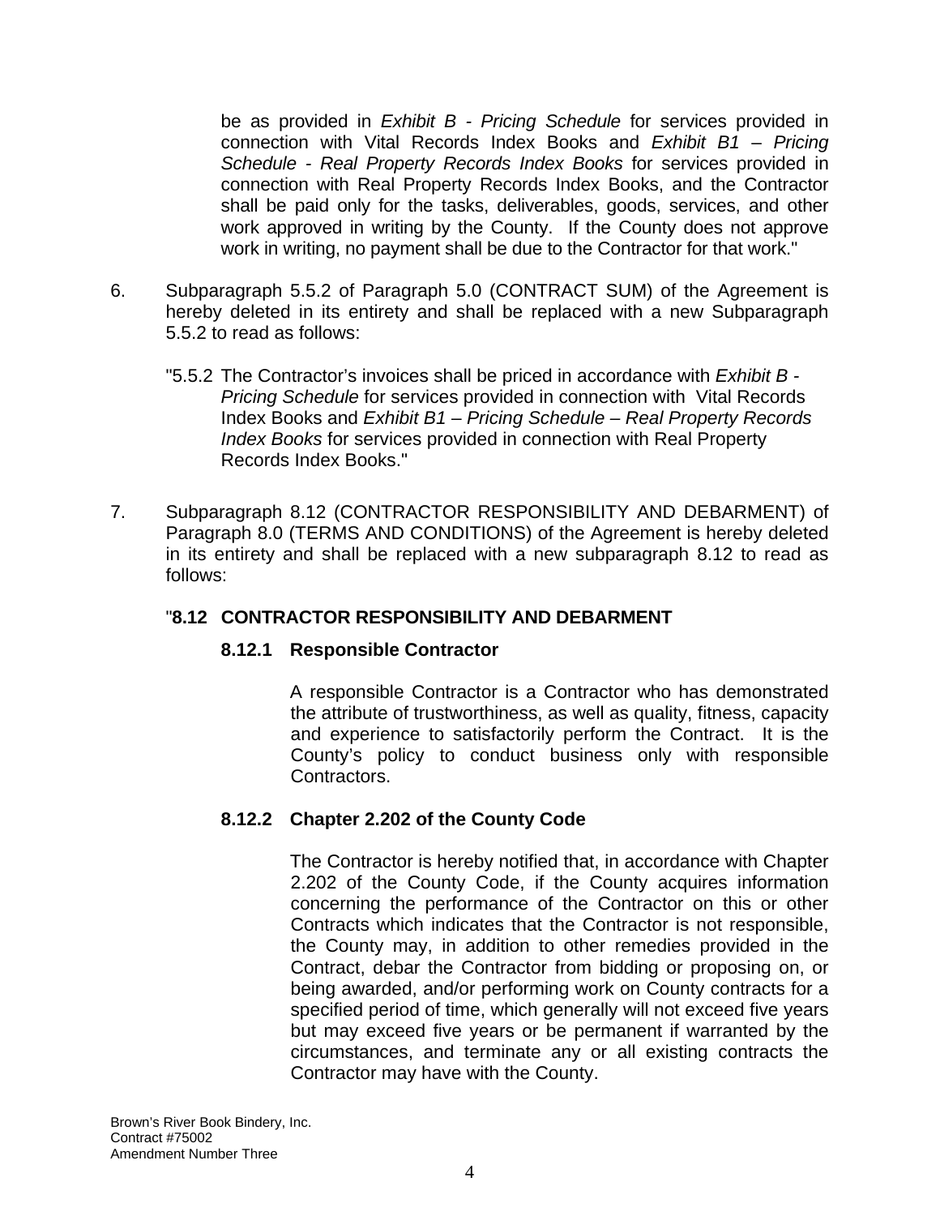be as provided in *Exhibit B - Pricing Schedule* for services provided in connection with Vital Records Index Books and *Exhibit B1 – Pricing Schedule - Real Property Records Index Books* for services provided in connection with Real Property Records Index Books, and the Contractor shall be paid only for the tasks, deliverables, goods, services, and other work approved in writing by the County. If the County does not approve work in writing, no payment shall be due to the Contractor for that work."

6. Subparagraph 5.5.2 of Paragraph 5.0 (CONTRACT SUM) of the Agreement is hereby deleted in its entirety and shall be replaced with a new Subparagraph 5.5.2 to read as follows:

   "5.5.2 The Contractor's invoices shall be priced in accordance with *Exhibit B - Pricing Schedule* for services provided in connection with Vital Records Index Books and *Exhibit B1 – Pricing Schedule – Real Property Records Index Books* for services provided in connection with Real Property Records Index Books."

7. Subparagraph 8.12 (CONTRACTOR RESPONSIBILITY AND DEBARMENT) of Paragraph 8.0 (TERMS AND CONDITIONS) of the Agreement is hereby deleted in its entirety and shall be replaced with a new subparagraph 8.12 to read as follows:

   "**8.12 CONTRACTOR RESPONSIBILITY AND DEBARMENT**

   **8.12.1 Responsible Contractor**

   A responsible Contractor is a Contractor who has demonstrated the attribute of trustworthiness, as well as quality, fitness, capacity and experience to satisfactorily perform the Contract. It is the County's policy to conduct business only with responsible Contractors.

   **8.12.2 Chapter 2.202 of the County Code**

   The Contractor is hereby notified that, in accordance with Chapter 2.202 of the County Code, if the County acquires information concerning the performance of the Contractor on this or other Contracts which indicates that the Contractor is not responsible, the County may, in addition to other remedies provided in the Contract, debar the Contractor from bidding or proposing on, or being awarded, and/or performing work on County contracts for a specified period of time, which generally will not exceed five years but may exceed five years or be permanent if warranted by the circumstances, and terminate any or all existing contracts the Contractor may have with the County.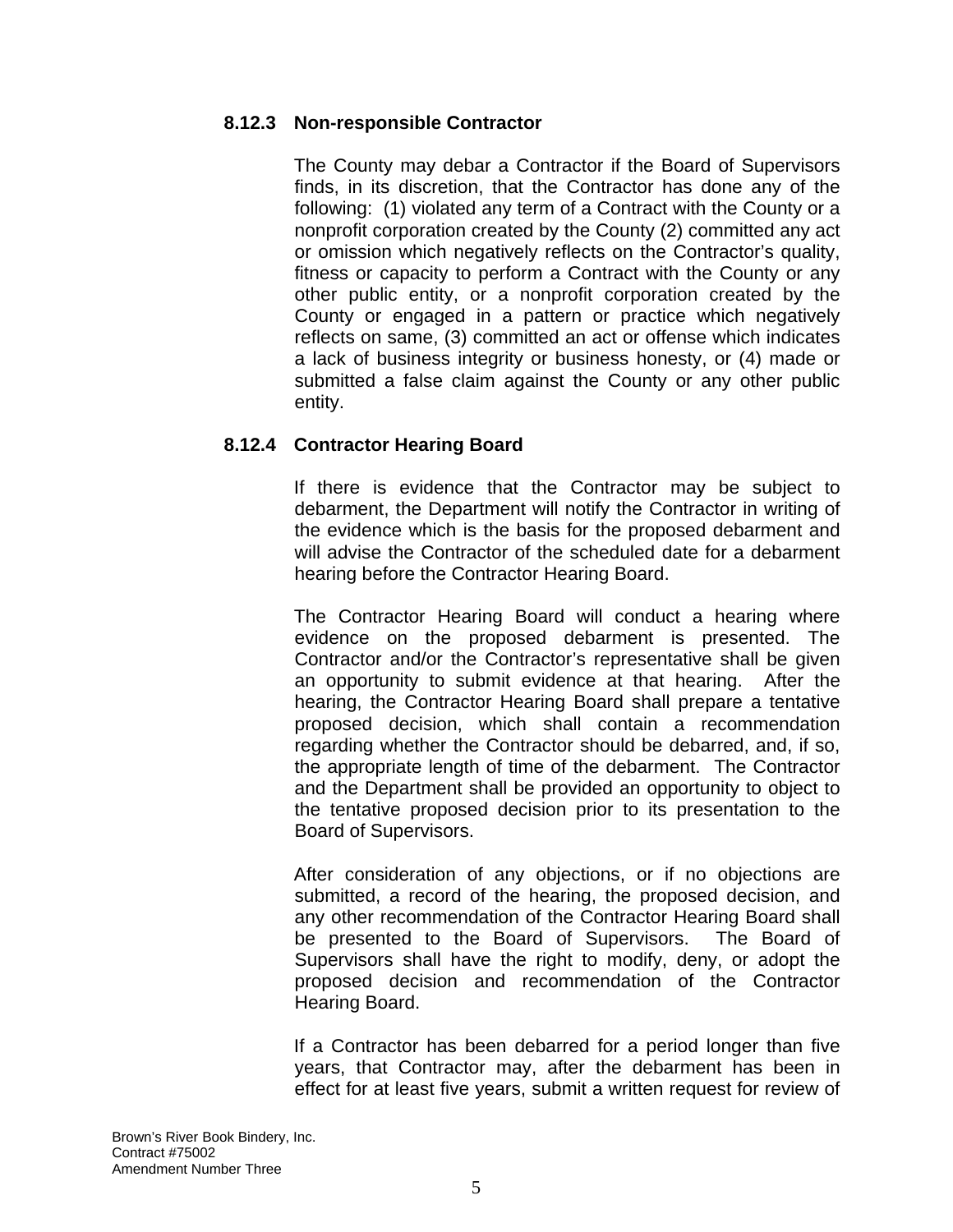### 8.12.3 Non-responsible Contractor

The County may debar a Contractor if the Board of Supervisors finds, in its discretion, that the Contractor has done any of the following: (1) violated any term of a Contract with the County or a nonprofit corporation created by the County (2) committed any act or omission which negatively reflects on the Contractor's quality, fitness or capacity to perform a Contract with the County or any other public entity, or a nonprofit corporation created by the County or engaged in a pattern or practice which negatively reflects on same, (3) committed an act or offense which indicates a lack of business integrity or business honesty, or (4) made or submitted a false claim against the County or any other public entity.

### 8.12.4 Contractor Hearing Board

If there is evidence that the Contractor may be subject to debarment, the Department will notify the Contractor in writing of the evidence which is the basis for the proposed debarment and will advise the Contractor of the scheduled date for a debarment hearing before the Contractor Hearing Board.

The Contractor Hearing Board will conduct a hearing where evidence on the proposed debarment is presented. The Contractor and/or the Contractor's representative shall be given an opportunity to submit evidence at that hearing. After the hearing, the Contractor Hearing Board shall prepare a tentative proposed decision, which shall contain a recommendation regarding whether the Contractor should be debarred, and, if so, the appropriate length of time of the debarment. The Contractor and the Department shall be provided an opportunity to object to the tentative proposed decision prior to its presentation to the Board of Supervisors.

After consideration of any objections, or if no objections are submitted, a record of the hearing, the proposed decision, and any other recommendation of the Contractor Hearing Board shall be presented to the Board of Supervisors. The Board of Supervisors shall have the right to modify, deny, or adopt the proposed decision and recommendation of the Contractor Hearing Board.

If a Contractor has been debarred for a period longer than five years, that Contractor may, after the debarment has been in effect for at least five years, submit a written request for review of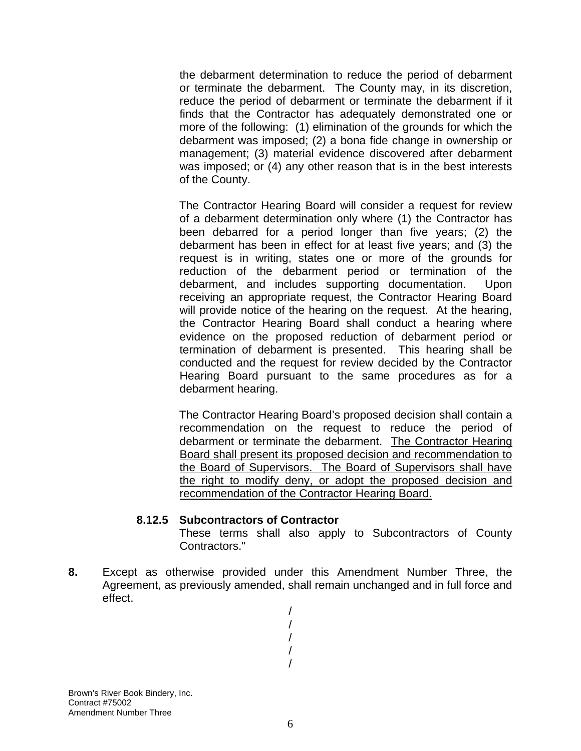the debarment determination to reduce the period of debarment or terminate the debarment. The County may, in its discretion, reduce the period of debarment or terminate the debarment if it finds that the Contractor has adequately demonstrated one or more of the following: (1) elimination of the grounds for which the debarment was imposed; (2) a bona fide change in ownership or management; (3) material evidence discovered after debarment was imposed; or (4) any other reason that is in the best interests of the County.

The Contractor Hearing Board will consider a request for review of a debarment determination only where (1) the Contractor has been debarred for a period longer than five years; (2) the debarment has been in effect for at least five years; and (3) the request is in writing, states one or more of the grounds for reduction of the debarment period or termination of the debarment, and includes supporting documentation. Upon receiving an appropriate request, the Contractor Hearing Board will provide notice of the hearing on the request. At the hearing, the Contractor Hearing Board shall conduct a hearing where evidence on the proposed reduction of debarment period or termination of debarment is presented. This hearing shall be conducted and the request for review decided by the Contractor Hearing Board pursuant to the same procedures as for a debarment hearing.

The Contractor Hearing Board's proposed decision shall contain a recommendation on the request to reduce the period of debarment or terminate the debarment. <u>The Contractor Hearing Board shall present its proposed decision and recommendation to the Board of Supervisors. The Board of Supervisors shall have the right to modify deny, or adopt the proposed decision and recommendation of the Contractor Hearing Board.</u>

**8.12.5 Subcontractors of Contractor**

These terms shall also apply to Subcontractors of County Contractors."

**8.** Except as otherwise provided under this Amendment Number Three, the Agreement, as previously amended, shall remain unchanged and in full force and effect.

/
/
/
/
/

Brown's River Book Bindery, Inc.
Contract #75002
Amendment Number Three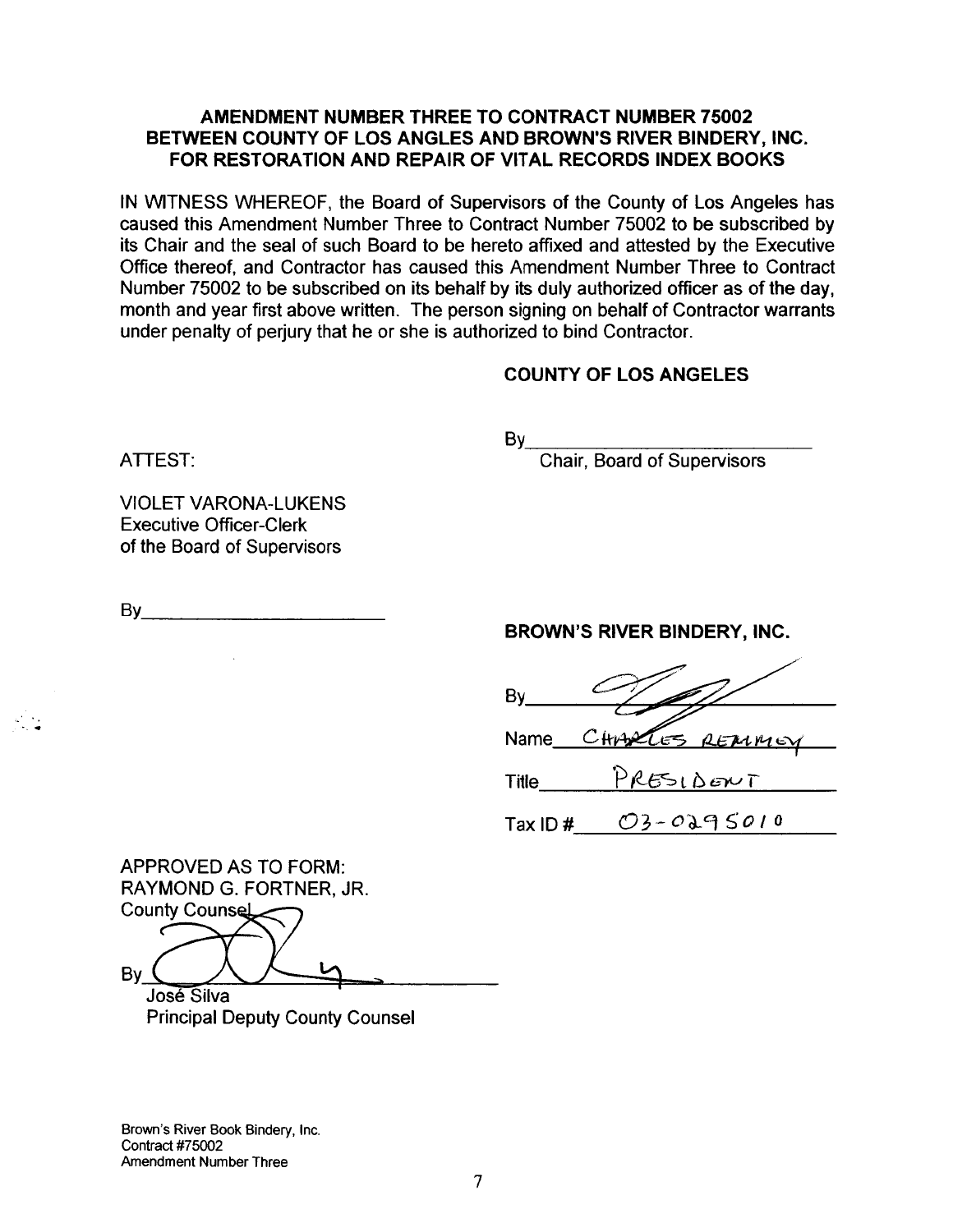**AMENDMENT NUMBER THREE TO CONTRACT NUMBER 75002 BETWEEN COUNTY OF LOS ANGLES AND BROWN'S RIVER BINDERY, INC. FOR RESTORATION AND REPAIR OF VITAL RECORDS INDEX BOOKS**

IN WITNESS WHEREOF, the Board of Supervisors of the County of Los Angeles has caused this Amendment Number Three to Contract Number 75002 to be subscribed by its Chair and the seal of such Board to be hereto affixed and attested by the Executive Office thereof, and Contractor has caused this Amendment Number Three to Contract Number 75002 to be subscribed on its behalf by its duly authorized officer as of the day, month and year first above written. The person signing on behalf of Contractor warrants under penalty of perjury that he or she is authorized to bind Contractor.

**COUNTY OF LOS ANGELES**

By\_\_\_\_\_\_\_\_\_\_\_\_\_\_\_\_\_\_\_\_\_\_\_\_\_\_\_\_
Chair, Board of Supervisors

ATTEST:

VIOLET VARONA-LUKENS
Executive Officer-Clerk
of the Board of Supervisors

By\_\_\_\_\_\_\_\_\_\_\_\_\_\_\_\_\_\_\_\_\_\_\_\_\_\_\_\_

**BROWN'S RIVER BINDERY, INC.**

By \_\_\_\_\_\_\_\_\_\_\_\_\_\_\_\_\_\_\_\_\_\_\_\_\_\_\_\_

Name CHARLES REMMEY

Title PRESIDENT

Tax ID # 03-0295010

APPROVED AS TO FORM:
RAYMOND G. FORTNER, JR.
County Counsel

By \_\_\_\_\_\_\_\_\_\_\_\_\_\_\_\_\_\_\_\_\_\_\_\_\_\_\_\_
José Silva
Principal Deputy County Counsel

Brown's River Book Bindery, Inc.
Contract #75002
Amendment Number Three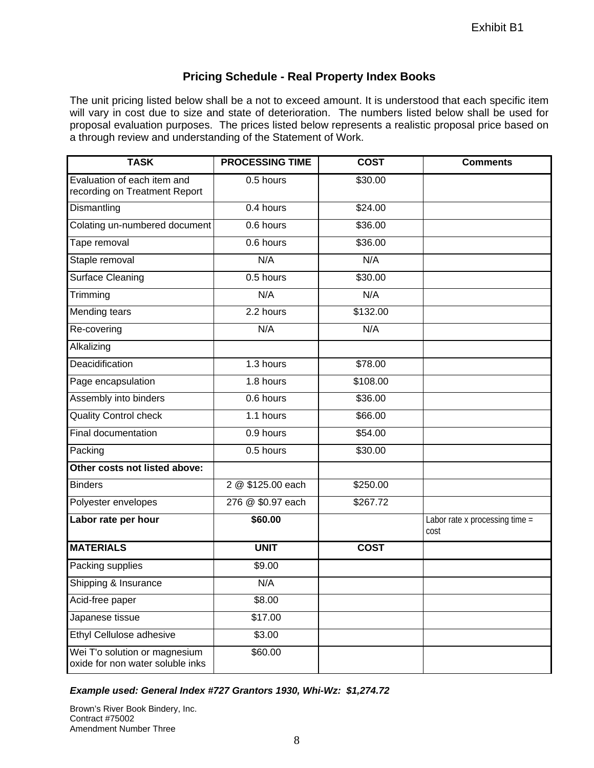Exhibit B1

## Pricing Schedule - Real Property Index Books

The unit pricing listed below shall be a not to exceed amount. It is understood that each specific item will vary in cost due to size and state of deterioration. The numbers listed below shall be used for proposal evaluation purposes. The prices listed below represents a realistic proposal price based on a through review and understanding of the Statement of Work.

| TASK | PROCESSING TIME | COST | Comments |
|---|---|---|---|
| Evaluation of each item and recording on Treatment Report | 0.5 hours | $30.00 | |
| Dismantling | 0.4 hours | $24.00 | |
| Colating un-numbered document | 0.6 hours | $36.00 | |
| Tape removal | 0.6 hours | $36.00 | |
| Staple removal | N/A | N/A | |
| Surface Cleaning | 0.5 hours | $30.00 | |
| Trimming | N/A | N/A | |
| Mending tears | 2.2 hours | $132.00 | |
| Re-covering | N/A | N/A | |
| Alkalizing | | | |
| Deacidification | 1.3 hours | $78.00 | |
| Page encapsulation | 1.8 hours | $108.00 | |
| Assembly into binders | 0.6 hours | $36.00 | |
| Quality Control check | 1.1 hours | $66.00 | |
| Final documentation | 0.9 hours | $54.00 | |
| Packing | 0.5 hours | $30.00 | |
| **Other costs not listed above:** | | | |
| Binders | 2 @ $125.00 each | $250.00 | |
| Polyester envelopes | 276 @ $0.97 each | $267.72 | |
| **Labor rate per hour** | **$60.00** | | Labor rate x processing time = cost |
| **MATERIALS** | **UNIT** | **COST** | |
| Packing supplies | $9.00 | | |
| Shipping & Insurance | N/A | | |
| Acid-free paper | $8.00 | | |
| Japanese tissue | $17.00 | | |
| Ethyl Cellulose adhesive | $3.00 | | |
| Wei T'o solution or magnesium oxide for non water soluble inks | $60.00 | | |

***Example used: General Index #727 Grantors 1930, Whi-Wz: $1,274.72***

Brown's River Book Bindery, Inc.
Contract #75002
Amendment Number Three